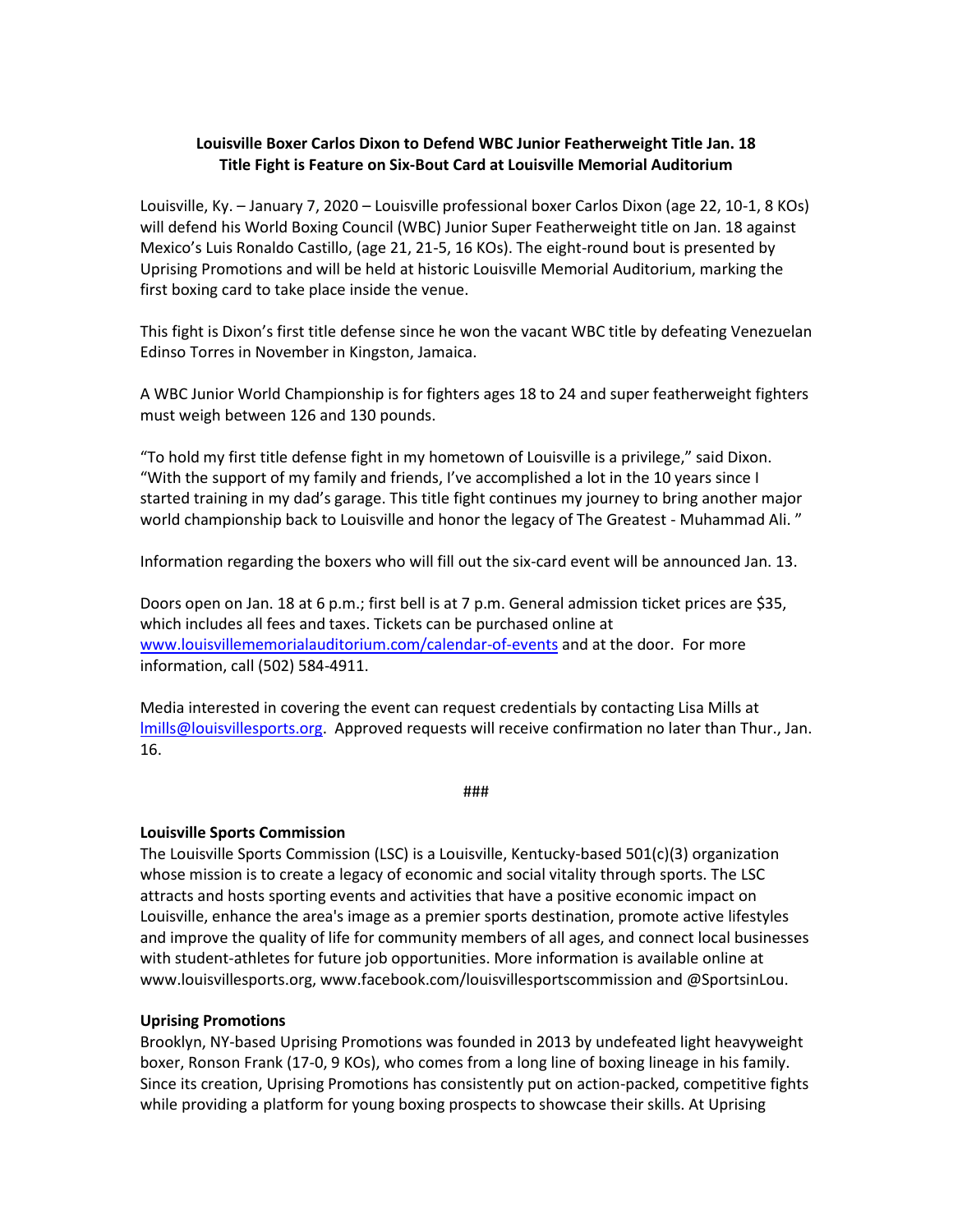**Louisville Boxer Carlos Dixon to Defend WBC Junior Featherweight Title Jan. 18**
**Title Fight is Feature on Six-Bout Card at Louisville Memorial Auditorium**

Louisville, Ky. – January 7, 2020 – Louisville professional boxer Carlos Dixon (age 22, 10-1, 8 KOs) will defend his World Boxing Council (WBC) Junior Super Featherweight title on Jan. 18 against Mexico's Luis Ronaldo Castillo, (age 21, 21-5, 16 KOs). The eight-round bout is presented by Uprising Promotions and will be held at historic Louisville Memorial Auditorium, marking the first boxing card to take place inside the venue.

This fight is Dixon's first title defense since he won the vacant WBC title by defeating Venezuelan Edinso Torres in November in Kingston, Jamaica.

A WBC Junior World Championship is for fighters ages 18 to 24 and super featherweight fighters must weigh between 126 and 130 pounds.

"To hold my first title defense fight in my hometown of Louisville is a privilege," said Dixon. "With the support of my family and friends, I've accomplished a lot in the 10 years since I started training in my dad's garage. This title fight continues my journey to bring another major world championship back to Louisville and honor the legacy of The Greatest - Muhammad Ali. "

Information regarding the boxers who will fill out the six-card event will be announced Jan. 13.

Doors open on Jan. 18 at 6 p.m.; first bell is at 7 p.m. General admission ticket prices are $35, which includes all fees and taxes. Tickets can be purchased online at [www.louisvillememorialauditorium.com/calendar-of-events](www.louisvillememorialauditorium.com/calendar-of-events) and at the door. For more information, call (502) 584-4911.

Media interested in covering the event can request credentials by contacting Lisa Mills at [lmills@louisvillesports.org](mailto:lmills@louisvillesports.org). Approved requests will receive confirmation no later than Thur., Jan. 16.

###

**Louisville Sports Commission**

The Louisville Sports Commission (LSC) is a Louisville, Kentucky-based 501(c)(3) organization whose mission is to create a legacy of economic and social vitality through sports. The LSC attracts and hosts sporting events and activities that have a positive economic impact on Louisville, enhance the area's image as a premier sports destination, promote active lifestyles and improve the quality of life for community members of all ages, and connect local businesses with student-athletes for future job opportunities. More information is available online at www.louisvillesports.org, www.facebook.com/louisvillesportscommission and @SportsinLou.

**Uprising Promotions**

Brooklyn, NY-based Uprising Promotions was founded in 2013 by undefeated light heavyweight boxer, Ronson Frank (17-0, 9 KOs), who comes from a long line of boxing lineage in his family. Since its creation, Uprising Promotions has consistently put on action-packed, competitive fights while providing a platform for young boxing prospects to showcase their skills. At Uprising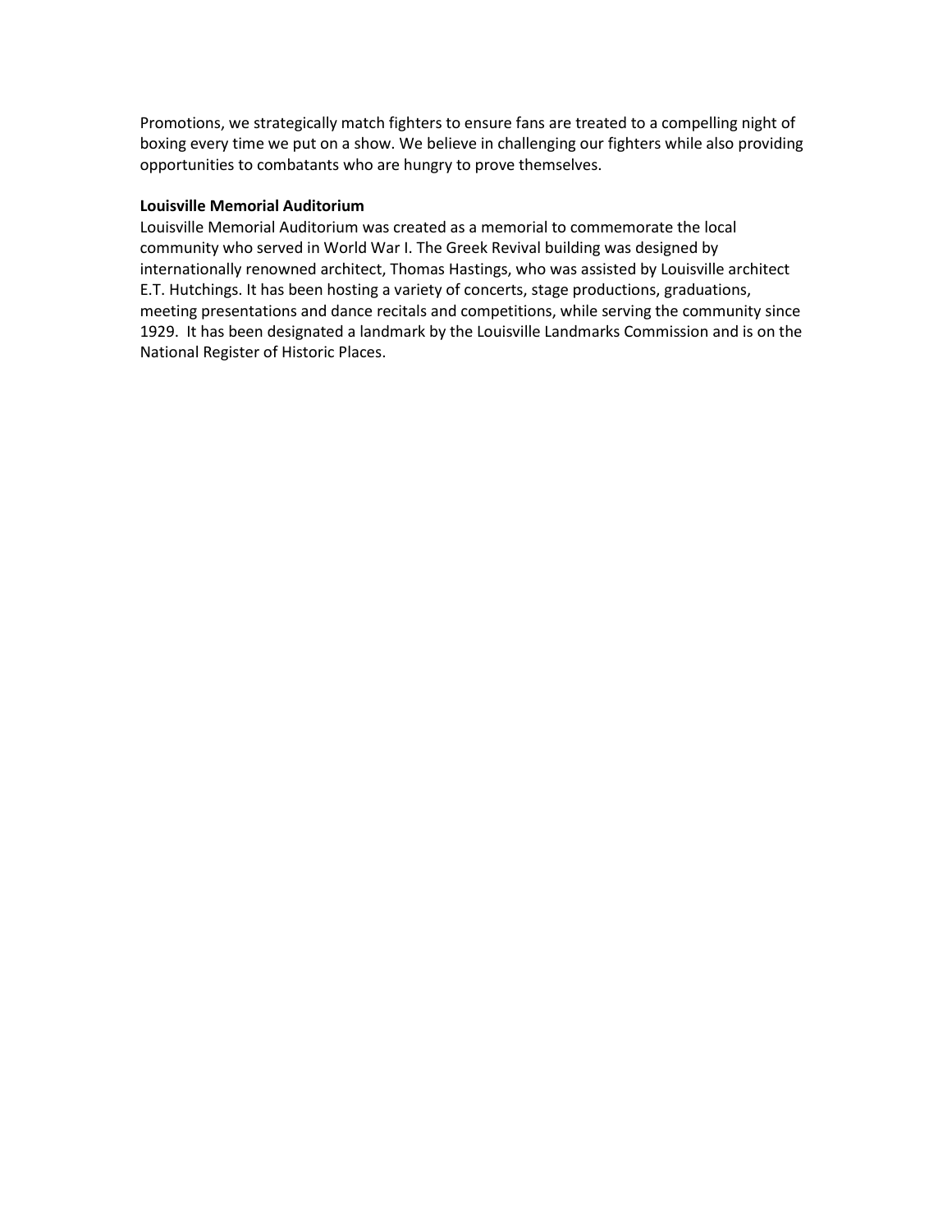Promotions, we strategically match fighters to ensure fans are treated to a compelling night of boxing every time we put on a show. We believe in challenging our fighters while also providing opportunities to combatants who are hungry to prove themselves.

**Louisville Memorial Auditorium**

Louisville Memorial Auditorium was created as a memorial to commemorate the local community who served in World War I. The Greek Revival building was designed by internationally renowned architect, Thomas Hastings, who was assisted by Louisville architect E.T. Hutchings. It has been hosting a variety of concerts, stage productions, graduations, meeting presentations and dance recitals and competitions, while serving the community since 1929. It has been designated a landmark by the Louisville Landmarks Commission and is on the National Register of Historic Places.